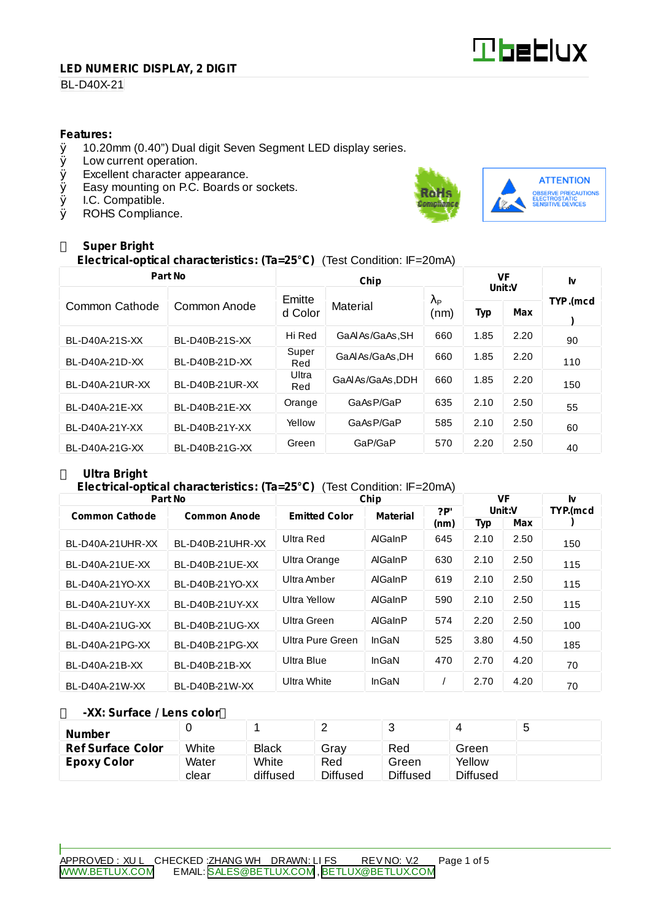**LED NUMERIC DISPLAY, 2 DIGIT**

BL-D40X-21

**Features:**

- 10.20mm (0.40") Dual digit Seven Segment LED display series.
- Low current operation.
- Excellent character appearance.
- Easy mounting on P.C. Boards or sockets.
- I.C. Compatible.
- ROHS Compliance.

RoHS Compliance

ATTENTION
OBSERVE PRECAUTIONS ELECTROSTATIC SENSITIVE DEVICES

**Super Bright**

**Electrical-optical characteristics: (Ta=25°C)** (Test Condition: IF=20mA)

| Part No | | Chip | | | VF Unit:V | | Iv |
|---|---|---|---|---|---|---|---|
| Common Cathode | Common Anode | Emitted Color | Material | $\lambda_P$ (nm) | Typ | Max | TYP.(mcd) |
| BL-D40A-21S-XX | BL-D40B-21S-XX | Hi Red | GaAlAs/GaAs,SH | 660 | 1.85 | 2.20 | 90 |
| BL-D40A-21D-XX | BL-D40B-21D-XX | Super Red | GaAlAs/GaAs,DH | 660 | 1.85 | 2.20 | 110 |
| BL-D40A-21UR-XX | BL-D40B-21UR-XX | Ultra Red | GaAlAs/GaAs,DDH | 660 | 1.85 | 2.20 | 150 |
| BL-D40A-21E-XX | BL-D40B-21E-XX | Orange | GaAsP/GaP | 635 | 2.10 | 2.50 | 55 |
| BL-D40A-21Y-XX | BL-D40B-21Y-XX | Yellow | GaAsP/GaP | 585 | 2.10 | 2.50 | 60 |
| BL-D40A-21G-XX | BL-D40B-21G-XX | Green | GaP/GaP | 570 | 2.20 | 2.50 | 40 |

**Ultra Bright**

**Electrical-optical characteristics: (Ta=25°C)** (Test Condition: IF=20mA)

| Part No | | Chip | | | VF Unit:V | | Iv |
|---|---|---|---|---|---|---|---|
| Common Cathode | Common Anode | Emitted Color | Material | ?P' (nm) | Typ | Max | TYP.(mcd) |
| BL-D40A-21UHR-XX | BL-D40B-21UHR-XX | Ultra Red | AlGaInP | 645 | 2.10 | 2.50 | 150 |
| BL-D40A-21UE-XX | BL-D40B-21UE-XX | Ultra Orange | AlGaInP | 630 | 2.10 | 2.50 | 115 |
| BL-D40A-21YO-XX | BL-D40B-21YO-XX | Ultra Amber | AlGaInP | 619 | 2.10 | 2.50 | 115 |
| BL-D40A-21UY-XX | BL-D40B-21UY-XX | Ultra Yellow | AlGaInP | 590 | 2.10 | 2.50 | 115 |
| BL-D40A-21UG-XX | BL-D40B-21UG-XX | Ultra Green | AlGaInP | 574 | 2.20 | 2.50 | 100 |
| BL-D40A-21PG-XX | BL-D40B-21PG-XX | Ultra Pure Green | InGaN | 525 | 3.80 | 4.50 | 185 |
| BL-D40A-21B-XX | BL-D40B-21B-XX | Ultra Blue | InGaN | 470 | 2.70 | 4.20 | 70 |
| BL-D40A-21W-XX | BL-D40B-21W-XX | Ultra White | InGaN | / | 2.70 | 4.20 | 70 |

**-XX: Surface / Lens color**

| Number | 0 | 1 | 2 | 3 | 4 | 5 |
|---|---|---|---|---|---|---|
| Ref Surface Color | White | Black | Gray | Red | Green | |
| Epoxy Color | Water clear | White diffused | Red Diffused | Green Diffused | Yellow Diffused | |

APPROVED : XU L CHECKED :ZHANG WH DRAWN: LI FS REV NO: V.2

WWW.BETLUX.COM EMAIL: SALES@BETLUX.COM , BETLUX@BETLUX.COM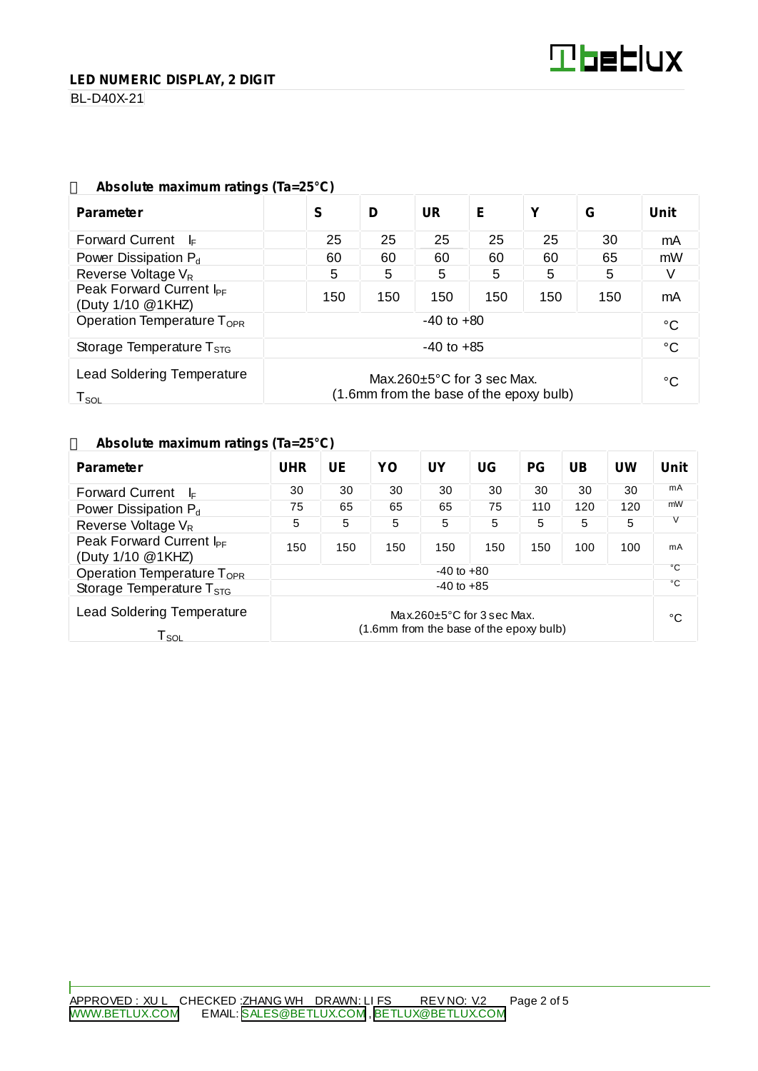## LED NUMERIC DISPLAY, 2 DIGIT

BL-D40X-21

### Absolute maximum ratings (Ta=25°C)

| Parameter | S | D | UR | E | Y | G | Unit |
|---|---|---|---|---|---|---|---|
| Forward Current $I_F$ | 25 | 25 | 25 | 25 | 25 | 30 | mA |
| Power Dissipation $P_d$ | 60 | 60 | 60 | 60 | 60 | 65 | mW |
| Reverse Voltage $V_R$ | 5 | 5 | 5 | 5 | 5 | 5 | V |
| Peak Forward Current $I_{PF}$ (Duty 1/10 @1KHZ) | 150 | 150 | 150 | 150 | 150 | 150 | mA |
| Operation Temperature $T_{OPR}$ | -40 to +80 | | | | | | °C |
| Storage Temperature $T_{STG}$ | -40 to +85 | | | | | | °C |
| Lead Soldering Temperature $T_{SOL}$ | Max.260±5°C for 3 sec Max. (1.6mm from the base of the epoxy bulb) | | | | | | °C |

### Absolute maximum ratings (Ta=25°C)

| Parameter | UHR | UE | YO | UY | UG | PG | UB | UW | Unit |
|---|---|---|---|---|---|---|---|---|---|
| Forward Current $I_F$ | 30 | 30 | 30 | 30 | 30 | 30 | 30 | 30 | mA |
| Power Dissipation $P_d$ | 75 | 65 | 65 | 65 | 75 | 110 | 120 | 120 | mW |
| Reverse Voltage $V_R$ | 5 | 5 | 5 | 5 | 5 | 5 | 5 | 5 | V |
| Peak Forward Current $I_{PF}$ (Duty 1/10 @1KHZ) | 150 | 150 | 150 | 150 | 150 | 150 | 100 | 100 | mA |
| Operation Temperature $T_{OPR}$ | -40 to +80 | | | | | | | | °C |
| Storage Temperature $T_{STG}$ | -40 to +85 | | | | | | | | °C |
| Lead Soldering Temperature $T_{SOL}$ | Max.260±5°C for 3 sec Max. (1.6mm from the base of the epoxy bulb) | | | | | | | | °C |

APPROVED : XU L CHECKED :ZHANG WH DRAWN: LI FS REV NO: V.2

WWW.BETLUX.COM EMAIL: SALES@BETLUX.COM , BETLUX@BETLUX.COM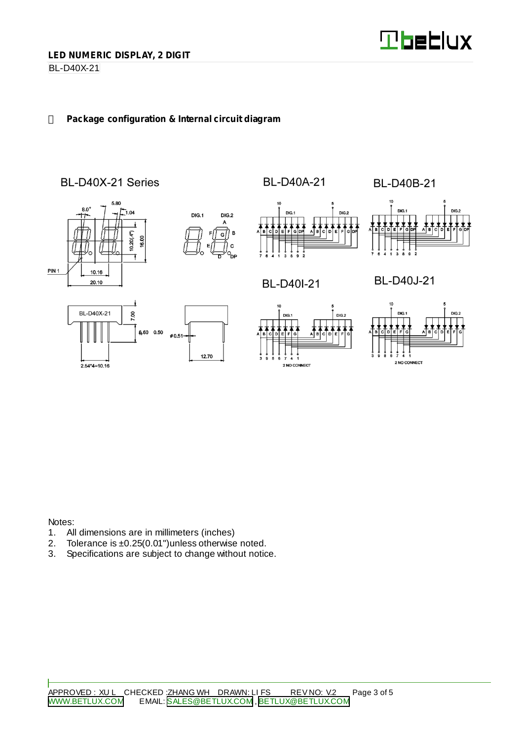## LED NUMERIC DISPLAY, 2 DIGIT

BL-D40X-21

### Package configuration & Internal circuit diagram

BL-D40X-21 Series

BL-D40A-21

BL-D40B-21

BL-D40I-21

BL-D40J-21

Notes:

1. All dimensions are in millimeters (inches)
2. Tolerance is ±0.25(0.01")unless otherwise noted.
3. Specifications are subject to change without notice.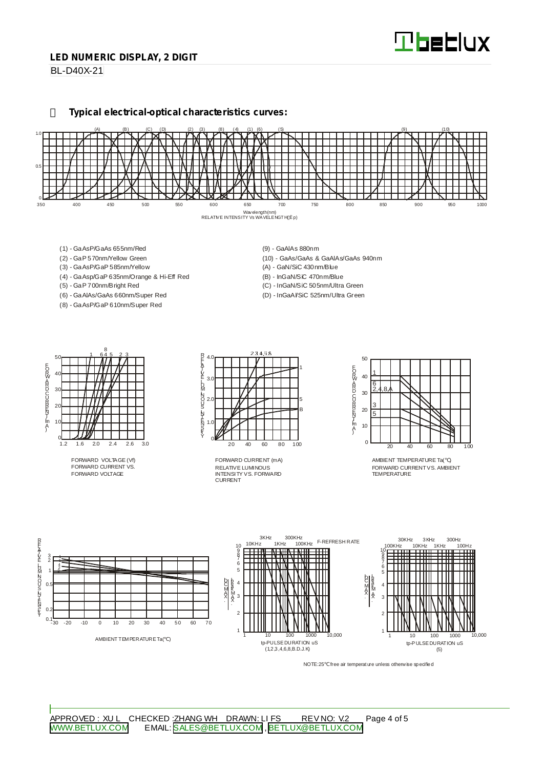## LED NUMERIC DISPLAY, 2 DIGIT

BL-D40X-21

### Typical electrical-optical characteristics curves:

Wavelength(nm)
RELATIVE INTENSITY Vs WAVELENGTH(λp)

- (1) - GaAsP/GaAs 655nm/Red
- (2) - GaP 570nm/Yellow Green
- (3) - GaAsP/GaP 585nm/Yellow
- (4) - GaAsp/GaP 635nm/Orange & Hi-Eff Red
- (5) - GaP 700nm/Bright Red
- (6) - GaAlAs/GaAs 660nm/Super Red
- (8) - GaAsP/GaP 610nm/Super Red
- (9) - GaAlAs 880nm
- (10) - GaAs/GaAs & GaAlAs/GaAs 940nm
- (A) - GaN/SiC 430nm/Blue
- (B) - InGaN/SiC 470nm/Blue
- (C) - InGaN/SiC 505nm/Ultra Green
- (D) - InGaAl/SiC 525nm/Ultra Green

FORWARD VOLTAGE (Vf)
FORWARD CURRENT VS. FORWARD VOLTAGE

FORWARD CURRENT (mA)
RELATIVE LUMINOUS INTENSITY VS. FORWARD CURRENT

AMBIENT TEMPERATURE Ta(℃)
FORWARD CURRENT VS. AMBIENT TEMPERATURE

AMBIENT TEMPERATURE Ta(℃)

tp-PULSE DURATION uS
(1,2,3,4,6,8,B.D.J.K)

tp-PULSE DURATION uS
(5)

NOTE:25℃ free air temperature unless otherwise specified

APPROVED : XU L CHECKED :ZHANG WH DRAWN: LI FS REV NO: V.2

WWW.BETLUX.COM EMAIL: SALES@BETLUX.COM , BETLUX@BETLUX.COM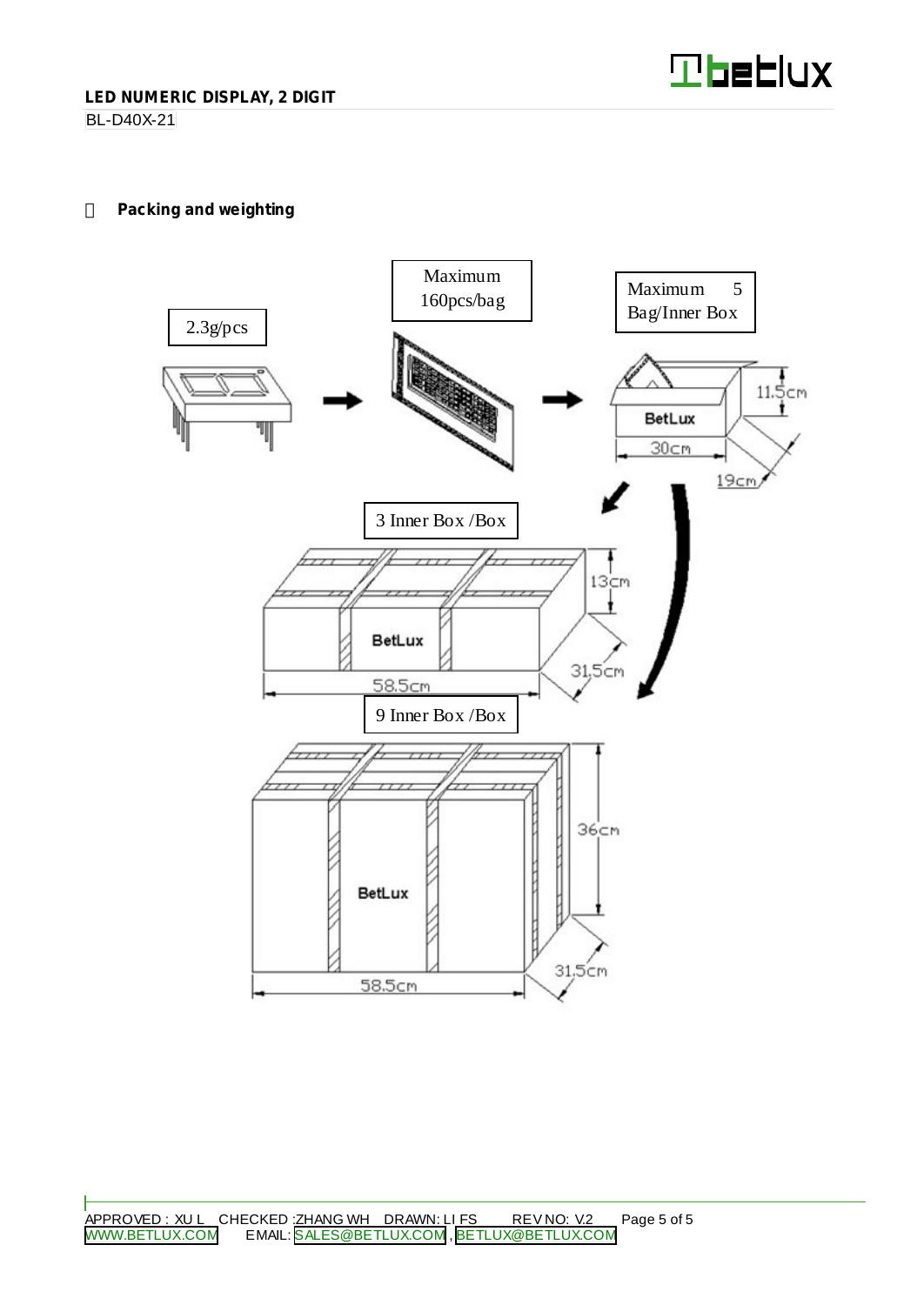## Packing and weighting

2.3g/pcs

Maximum 160pcs/bag

Maximum 5 Bag/Inner Box

BetLux

11.5cm

30cm

19cm

3 Inner Box /Box

13cm

BetLux

58.5cm

31.5cm

9 Inner Box /Box

36cm

BetLux

58.5cm

31.5cm